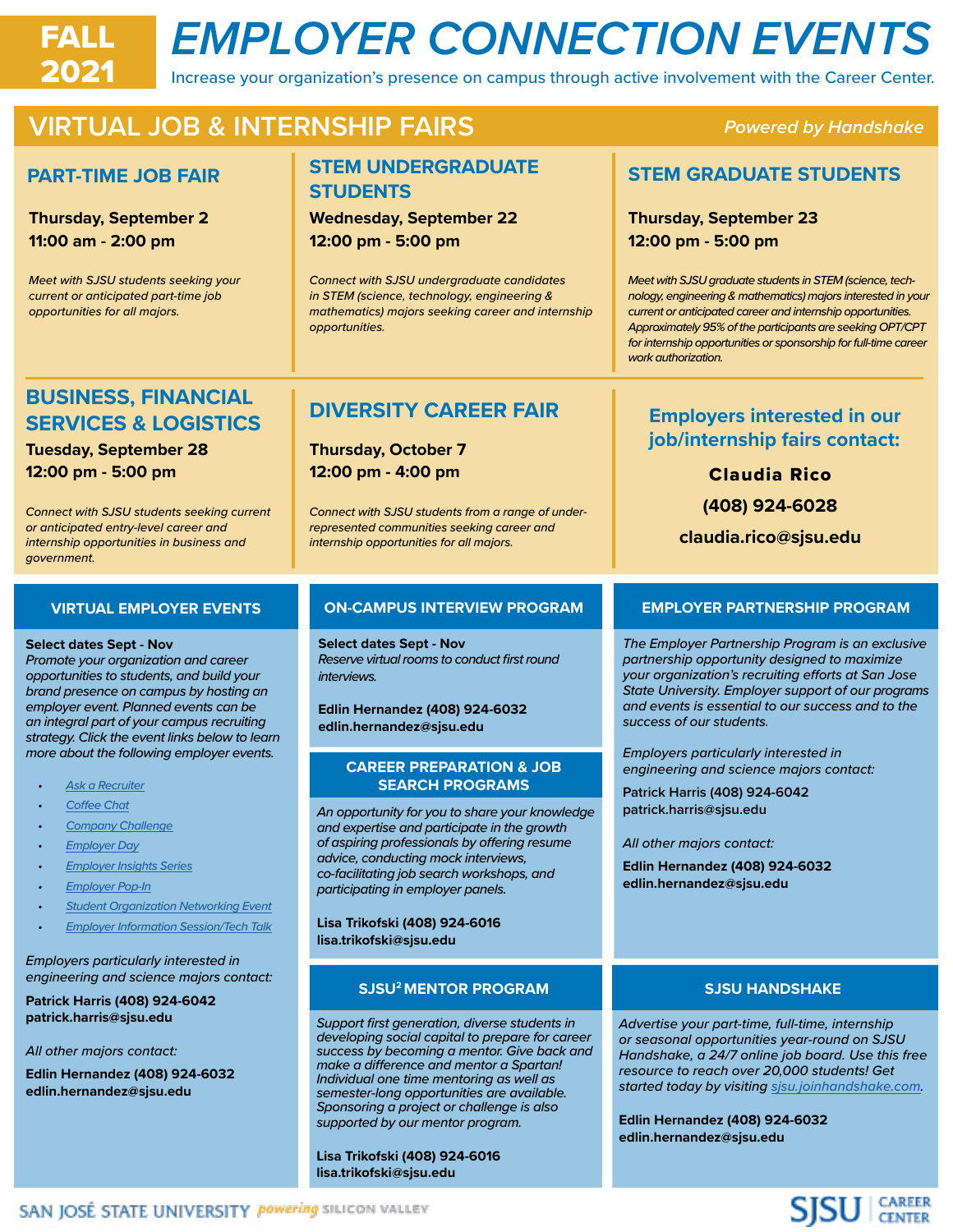# FALL 2021 EMPLOYER CONNECTION EVENTS

Increase your organization's presence on campus through active involvement with the Career Center.

## VIRTUAL JOB & INTERNSHIP FAIRS

*Powered by Handshake*

### PART-TIME JOB FAIR

**Thursday, September 2**
**11:00 am - 2:00 pm**

*Meet with SJSU students seeking your current or anticipated part-time job opportunities for all majors.*

### STEM UNDERGRADUATE STUDENTS

**Wednesday, September 22**
**12:00 pm - 5:00 pm**

*Connect with SJSU undergraduate candidates in STEM (science, technology, engineering & mathematics) majors seeking career and internship opportunities.*

### STEM GRADUATE STUDENTS

**Thursday, September 23**
**12:00 pm - 5:00 pm**

*Meet with SJSU graduate students in STEM (science, technology, engineering & mathematics) majors interested in your current or anticipated career and internship opportunities. Approximately 95% of the participants are seeking OPT/CPT for internship opportunities or sponsorship for full-time career work authorization.*

### BUSINESS, FINANCIAL SERVICES & LOGISTICS

**Tuesday, September 28**
**12:00 pm - 5:00 pm**

*Connect with SJSU students seeking current or anticipated entry-level career and internship opportunities in business and government.*

### DIVERSITY CAREER FAIR

**Thursday, October 7**
**12:00 pm - 4:00 pm**

*Connect with SJSU students from a range of under-represented communities seeking career and internship opportunities for all majors.*

### Employers interested in our job/internship fairs contact:

**Claudia Rico**
**(408) 924-6028**
**claudia.rico@sjsu.edu**

## VIRTUAL EMPLOYER EVENTS

**Select dates Sept - Nov**
*Promote your organization and career opportunities to students, and build your brand presence on campus by hosting an employer event. Planned events can be an integral part of your campus recruiting strategy. Click the event links below to learn more about the following employer events.*

- Ask a Recruiter
- Coffee Chat
- Company Challenge
- Employer Day
- Employer Insights Series
- Employer Pop-In
- Student Organization Networking Event
- Employer Information Session/Tech Talk

*Employers particularly interested in engineering and science majors contact:*

**Patrick Harris (408) 924-6042**
**patrick.harris@sjsu.edu**

*All other majors contact:*

**Edlin Hernandez (408) 924-6032**
**edlin.hernandez@sjsu.edu**

## ON-CAMPUS INTERVIEW PROGRAM

**Select dates Sept - Nov**
*Reserve virtual rooms to conduct first round interviews.*

**Edlin Hernandez (408) 924-6032**
**edlin.hernandez@sjsu.edu**

## CAREER PREPARATION & JOB SEARCH PROGRAMS

*An opportunity for you to share your knowledge and expertise and participate in the growth of aspiring professionals by offering resume advice, conducting mock interviews, co-facilitating job search workshops, and participating in employer panels.*

**Lisa Trikofski (408) 924-6016**
**lisa.trikofski@sjsu.edu**

## SJSU[2] MENTOR PROGRAM

*Support first generation, diverse students in developing social capital to prepare for career success by becoming a mentor. Give back and make a difference and mentor a Spartan! Individual one time mentoring as well as semester-long opportunities are available. Sponsoring a project or challenge is also supported by our mentor program.*

**Lisa Trikofski (408) 924-6016**
**lisa.trikofski@sjsu.edu**

## EMPLOYER PARTNERSHIP PROGRAM

*The Employer Partnership Program is an exclusive partnership opportunity designed to maximize your organization's recruiting efforts at San Jose State University. Employer support of our programs and events is essential to our success and to the success of our students.*

*Employers particularly interested in engineering and science majors contact:*

**Patrick Harris (408) 924-6042**
**patrick.harris@sjsu.edu**

*All other majors contact:*

**Edlin Hernandez (408) 924-6032**
**edlin.hernandez@sjsu.edu**

## SJSU HANDSHAKE

*Advertise your part-time, full-time, internship or seasonal opportunities year-round on SJSU Handshake, a 24/7 online job board. Use this free resource to reach over 20,000 students! Get started today by visiting sjsu.joinhandshake.com.*

**Edlin Hernandez (408) 924-6032**
**edlin.hernandez@sjsu.edu**

SAN JOSÉ STATE UNIVERSITY *powering* SILICON VALLEY

SJSU | CAREER CENTER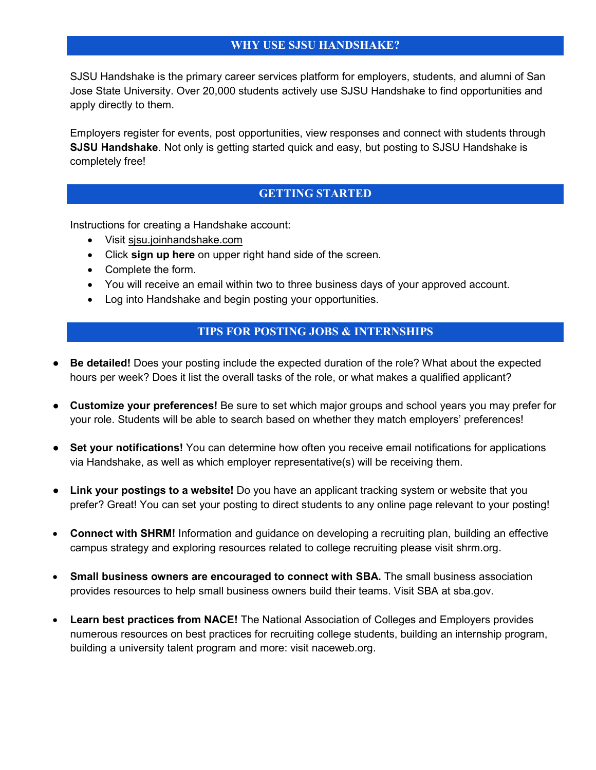## WHY USE SJSU HANDSHAKE?

SJSU Handshake is the primary career services platform for employers, students, and alumni of San Jose State University. Over 20,000 students actively use SJSU Handshake to find opportunities and apply directly to them.

Employers register for events, post opportunities, view responses and connect with students through **SJSU Handshake**. Not only is getting started quick and easy, but posting to SJSU Handshake is completely free!

## GETTING STARTED

Instructions for creating a Handshake account:

- Visit sjsu.joinhandshake.com
- Click **sign up here** on upper right hand side of the screen.
- Complete the form.
- You will receive an email within two to three business days of your approved account.
- Log into Handshake and begin posting your opportunities.

## TIPS FOR POSTING JOBS & INTERNSHIPS

- **Be detailed!** Does your posting include the expected duration of the role? What about the expected hours per week? Does it list the overall tasks of the role, or what makes a qualified applicant?
- **Customize your preferences!** Be sure to set which major groups and school years you may prefer for your role. Students will be able to search based on whether they match employers' preferences!
- **Set your notifications!** You can determine how often you receive email notifications for applications via Handshake, as well as which employer representative(s) will be receiving them.
- **Link your postings to a website!** Do you have an applicant tracking system or website that you prefer? Great! You can set your posting to direct students to any online page relevant to your posting!
- **Connect with SHRM!** Information and guidance on developing a recruiting plan, building an effective campus strategy and exploring resources related to college recruiting please visit shrm.org.
- **Small business owners are encouraged to connect with SBA.** The small business association provides resources to help small business owners build their teams. Visit SBA at sba.gov.
- **Learn best practices from NACE!** The National Association of Colleges and Employers provides numerous resources on best practices for recruiting college students, building an internship program, building a university talent program and more: visit naceweb.org.